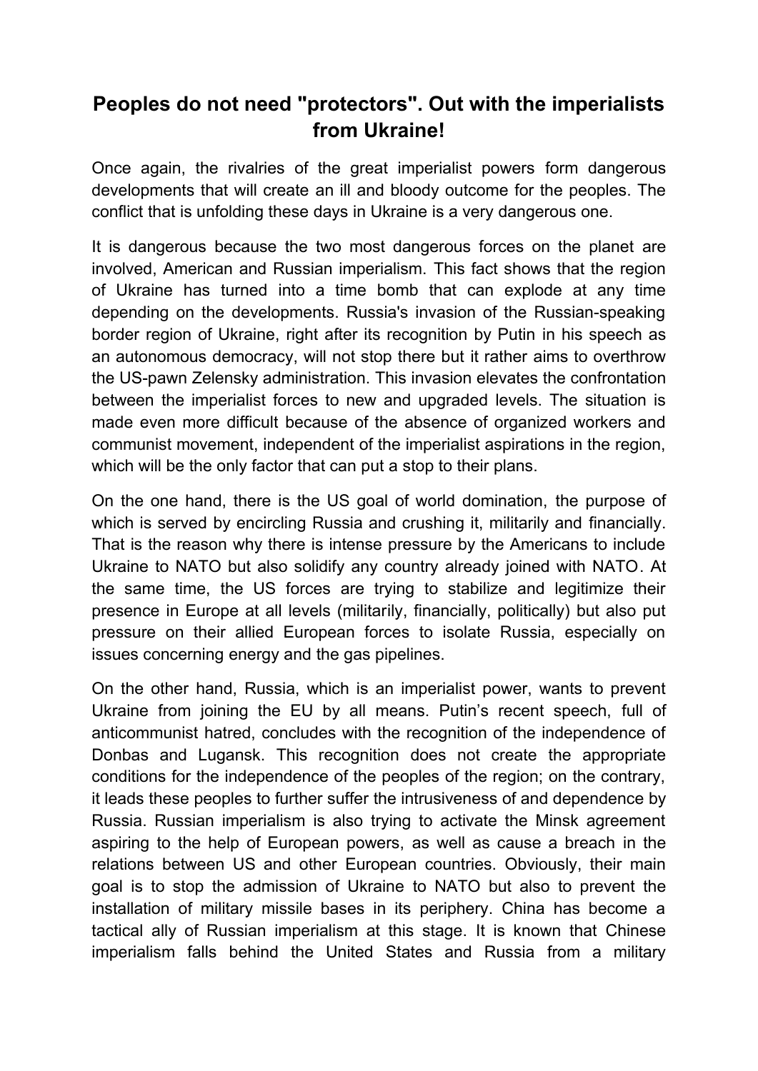# Peoples do not need "protectors". Out with the imperialists from Ukraine!

Once again, the rivalries of the great imperialist powers form dangerous developments that will create an ill and bloody outcome for the peoples. The conflict that is unfolding these days in Ukraine is a very dangerous one.

It is dangerous because the two most dangerous forces on the planet are involved, American and Russian imperialism. This fact shows that the region of Ukraine has turned into a time bomb that can explode at any time depending on the developments. Russia's invasion of the Russian-speaking border region of Ukraine, right after its recognition by Putin in his speech as an autonomous democracy, will not stop there but it rather aims to overthrow the US-pawn Zelensky administration. This invasion elevates the confrontation between the imperialist forces to new and upgraded levels. The situation is made even more difficult because of the absence of organized workers and communist movement, independent of the imperialist aspirations in the region, which will be the only factor that can put a stop to their plans.

On the one hand, there is the US goal of world domination, the purpose of which is served by encircling Russia and crushing it, militarily and financially. That is the reason why there is intense pressure by the Americans to include Ukraine to NATO but also solidify any country already joined with NATO. At the same time, the US forces are trying to stabilize and legitimize their presence in Europe at all levels (militarily, financially, politically) but also put pressure on their allied European forces to isolate Russia, especially on issues concerning energy and the gas pipelines.

On the other hand, Russia, which is an imperialist power, wants to prevent Ukraine from joining the EU by all means. Putin's recent speech, full of anticommunist hatred, concludes with the recognition of the independence of Donbas and Lugansk. This recognition does not create the appropriate conditions for the independence of the peoples of the region; on the contrary, it leads these peoples to further suffer the intrusiveness of and dependence by Russia. Russian imperialism is also trying to activate the Minsk agreement aspiring to the help of European powers, as well as cause a breach in the relations between US and other European countries. Obviously, their main goal is to stop the admission of Ukraine to NATO but also to prevent the installation of military missile bases in its periphery. China has become a tactical ally of Russian imperialism at this stage. It is known that Chinese imperialism falls behind the United States and Russia from a military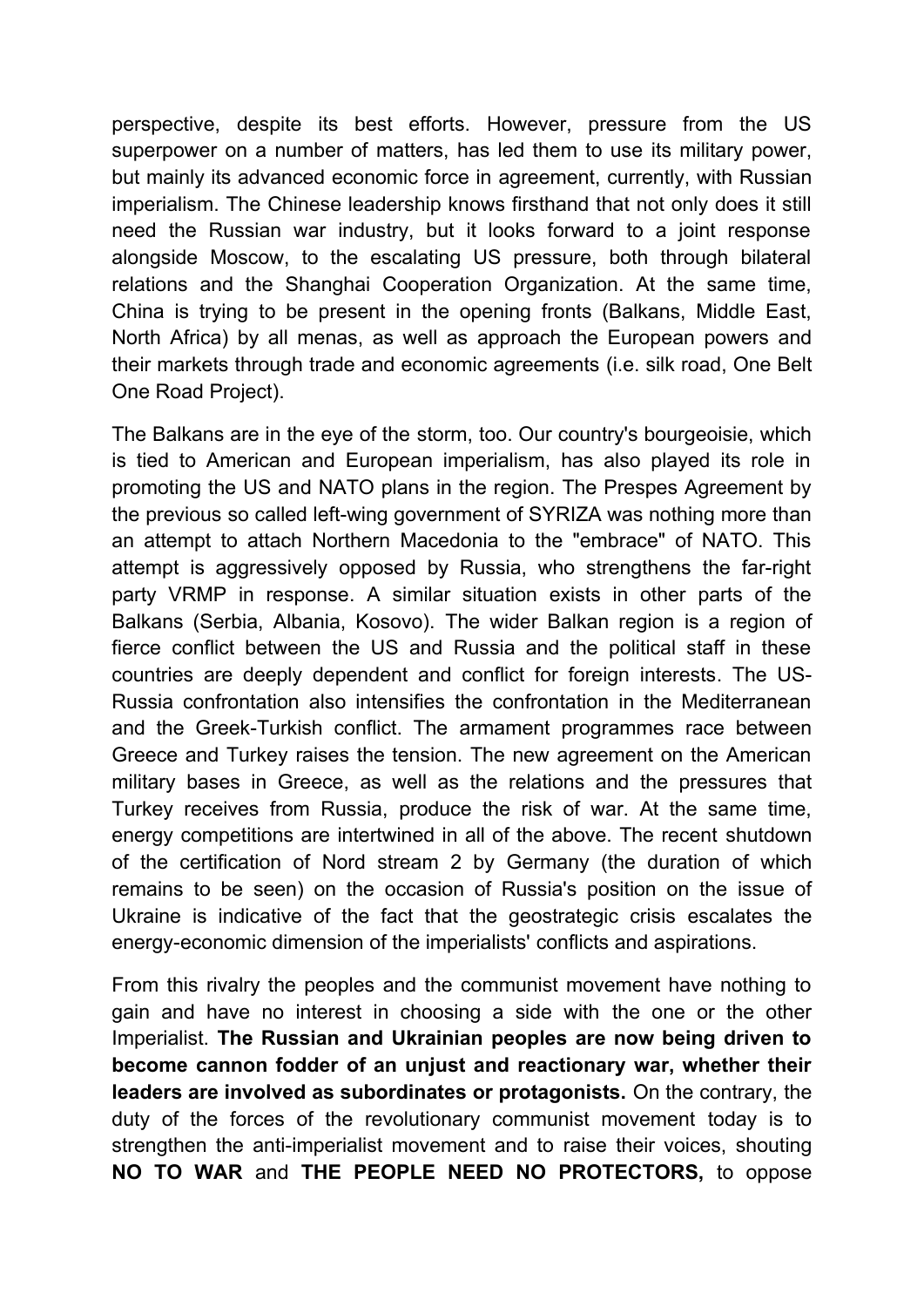perspective, despite its best efforts. However, pressure from the US superpower on a number of matters, has led them to use its military power, but mainly its advanced economic force in agreement, currently, with Russian imperialism. The Chinese leadership knows firsthand that not only does it still need the Russian war industry, but it looks forward to a joint response alongside Moscow, to the escalating US pressure, both through bilateral relations and the Shanghai Cooperation Organization. At the same time, China is trying to be present in the opening fronts (Balkans, Middle East, North Africa) by all menas, as well as approach the European powers and their markets through trade and economic agreements (i.e. silk road, One Belt One Road Project).

The Balkans are in the eye of the storm, too. Our country's bourgeoisie, which is tied to American and European imperialism, has also played its role in promoting the US and NATO plans in the region. The Prespes Agreement by the previous so called left-wing government of SYRIZA was nothing more than an attempt to attach Northern Macedonia to the "embrace" of NATO. This attempt is aggressively opposed by Russia, who strengthens the far-right party VRMP in response. A similar situation exists in other parts of the Balkans (Serbia, Albania, Kosovo). The wider Balkan region is a region of fierce conflict between the US and Russia and the political staff in these countries are deeply dependent and conflict for foreign interests. The US-Russia confrontation also intensifies the confrontation in the Mediterranean and the Greek-Turkish conflict. The armament programmes race between Greece and Turkey raises the tension. The new agreement on the American military bases in Greece, as well as the relations and the pressures that Turkey receives from Russia, produce the risk of war. At the same time, energy competitions are intertwined in all of the above. The recent shutdown of the certification of Nord stream 2 by Germany (the duration of which remains to be seen) on the occasion of Russia's position on the issue of Ukraine is indicative of the fact that the geostrategic crisis escalates the energy-economic dimension of the imperialists' conflicts and aspirations.

From this rivalry the peoples and the communist movement have nothing to gain and have no interest in choosing a side with the one or the other Imperialist. **The Russian and Ukrainian peoples are now being driven to become cannon fodder of an unjust and reactionary war, whether their leaders are involved as subordinates or protagonists.** On the contrary, the duty of the forces of the revolutionary communist movement today is to strengthen the anti-imperialist movement and to raise their voices, shouting **NO TO WAR** and **THE PEOPLE NEED NO PROTECTORS,** to oppose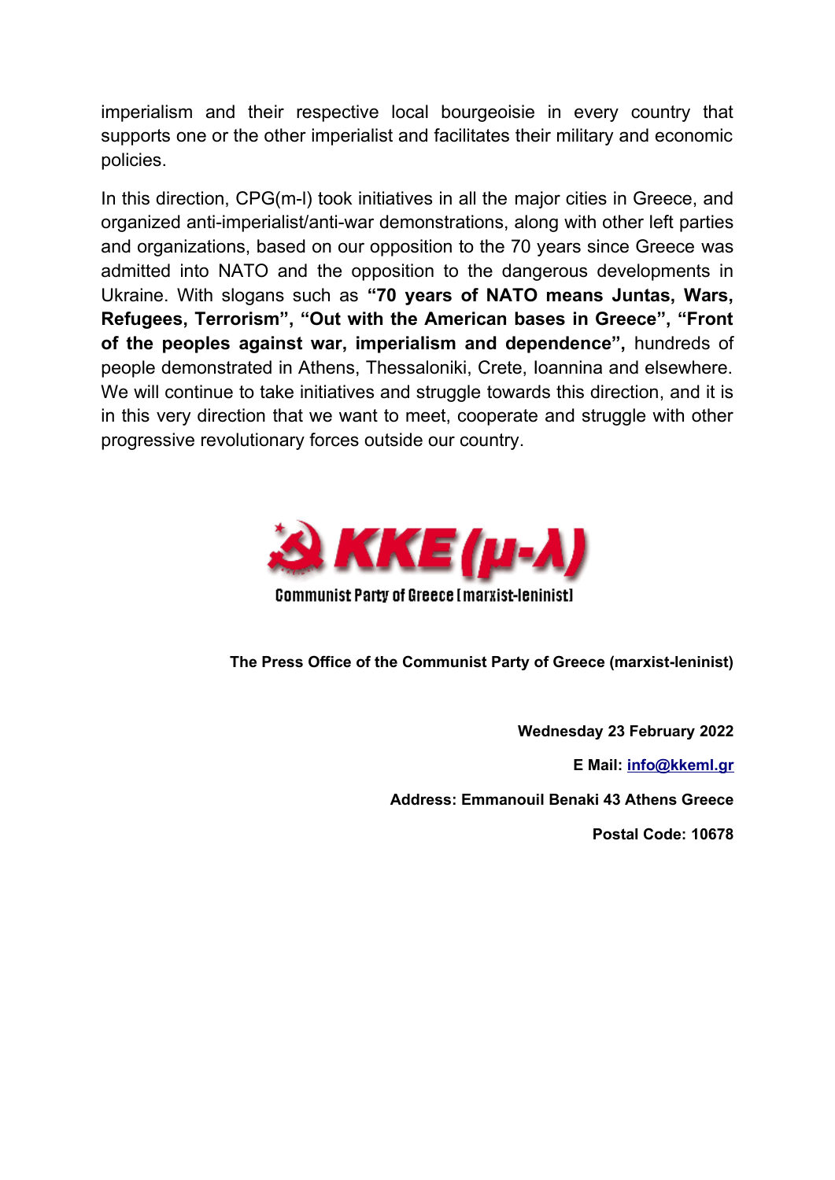imperialism and their respective local bourgeoisie in every country that supports one or the other imperialist and facilitates their military and economic policies.

In this direction, CPG(m-l) took initiatives in all the major cities in Greece, and organized anti-imperialist/anti-war demonstrations, along with other left parties and organizations, based on our opposition to the 70 years since Greece was admitted into NATO and the opposition to the dangerous developments in Ukraine. With slogans such as **"70 years of NATO means Juntas, Wars, Refugees, Terrorism", "Out with the American bases in Greece", "Front of the peoples against war, imperialism and dependence",** hundreds of people demonstrated in Athens, Thessaloniki, Crete, Ioannina and elsewhere. We will continue to take initiatives and struggle towards this direction, and it is in this very direction that we want to meet, cooperate and struggle with other progressive revolutionary forces outside our country.

KKE(μ-λ)

Communist Party of Greece [marxist-leninist]

**The Press Office of the Communist Party of Greece (marxist-leninist)**

**Wednesday 23 February 2022**

**E Mail: info@kkeml.gr**

**Address: Emmanouil Benaki 43 Athens Greece**

**Postal Code: 10678**